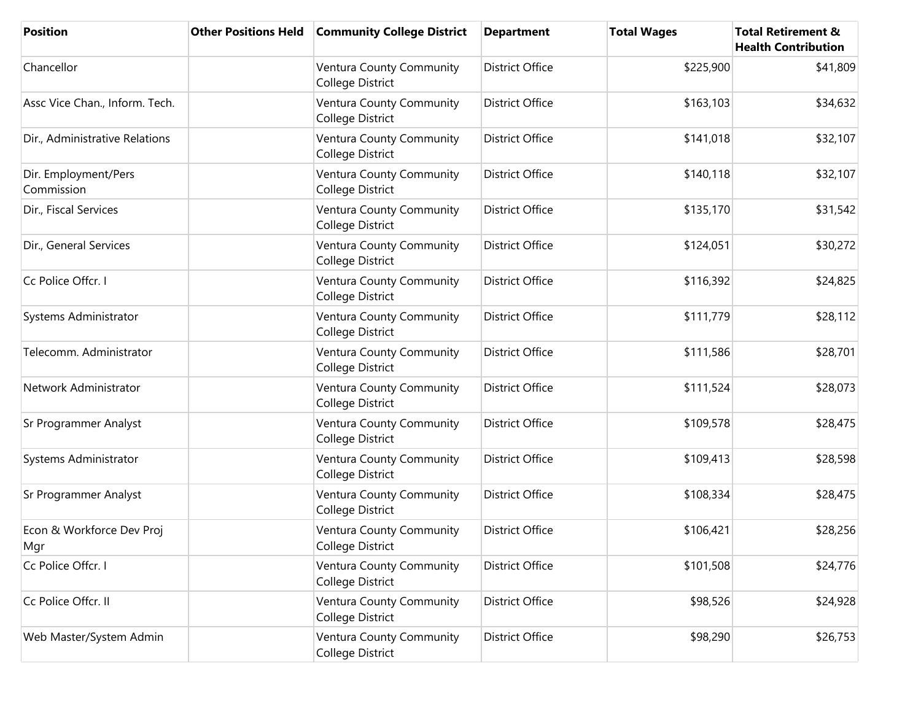| Position | Other Positions Held | Community College District | Department | Total Wages | Total Retirement & Health Contribution |
| --- | --- | --- | --- | --- | --- |
| Chancellor | | Ventura County Community College District | District Office | $225,900 | $41,809 |
| Assc Vice Chan., Inform. Tech. | | Ventura County Community College District | District Office | $163,103 | $34,632 |
| Dir., Administrative Relations | | Ventura County Community College District | District Office | $141,018 | $32,107 |
| Dir. Employment/Pers Commission | | Ventura County Community College District | District Office | $140,118 | $32,107 |
| Dir., Fiscal Services | | Ventura County Community College District | District Office | $135,170 | $31,542 |
| Dir., General Services | | Ventura County Community College District | District Office | $124,051 | $30,272 |
| Cc Police Offcr. I | | Ventura County Community College District | District Office | $116,392 | $24,825 |
| Systems Administrator | | Ventura County Community College District | District Office | $111,779 | $28,112 |
| Telecomm. Administrator | | Ventura County Community College District | District Office | $111,586 | $28,701 |
| Network Administrator | | Ventura County Community College District | District Office | $111,524 | $28,073 |
| Sr Programmer Analyst | | Ventura County Community College District | District Office | $109,578 | $28,475 |
| Systems Administrator | | Ventura County Community College District | District Office | $109,413 | $28,598 |
| Sr Programmer Analyst | | Ventura County Community College District | District Office | $108,334 | $28,475 |
| Econ & Workforce Dev Proj Mgr | | Ventura County Community College District | District Office | $106,421 | $28,256 |
| Cc Police Offcr. I | | Ventura County Community College District | District Office | $101,508 | $24,776 |
| Cc Police Offcr. II | | Ventura County Community College District | District Office | $98,526 | $24,928 |
| Web Master/System Admin | | Ventura County Community College District | District Office | $98,290 | $26,753 |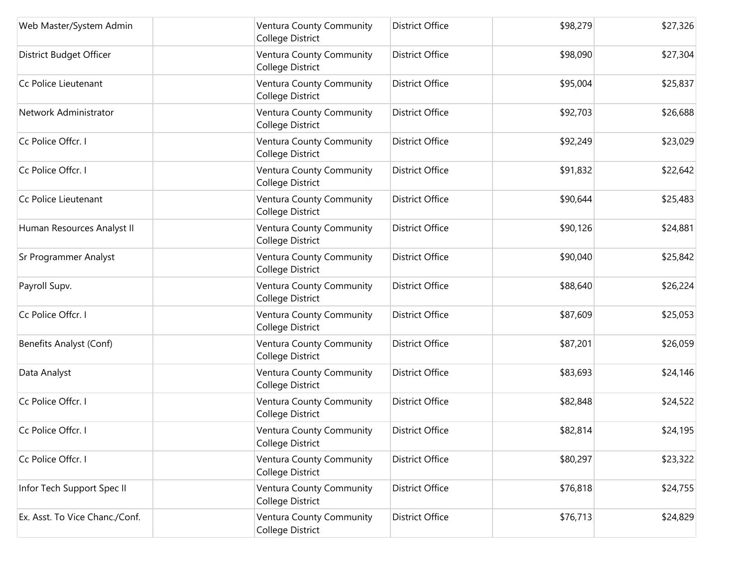| | | | | | |
|---|---|---|---|---|---|
| Web Master/System Admin | | Ventura County Community College District | District Office | $98,279 | $27,326 |
| District Budget Officer | | Ventura County Community College District | District Office | $98,090 | $27,304 |
| Cc Police Lieutenant | | Ventura County Community College District | District Office | $95,004 | $25,837 |
| Network Administrator | | Ventura County Community College District | District Office | $92,703 | $26,688 |
| Cc Police Offcr. I | | Ventura County Community College District | District Office | $92,249 | $23,029 |
| Cc Police Offcr. I | | Ventura County Community College District | District Office | $91,832 | $22,642 |
| Cc Police Lieutenant | | Ventura County Community College District | District Office | $90,644 | $25,483 |
| Human Resources Analyst II | | Ventura County Community College District | District Office | $90,126 | $24,881 |
| Sr Programmer Analyst | | Ventura County Community College District | District Office | $90,040 | $25,842 |
| Payroll Supv. | | Ventura County Community College District | District Office | $88,640 | $26,224 |
| Cc Police Offcr. I | | Ventura County Community College District | District Office | $87,609 | $25,053 |
| Benefits Analyst (Conf) | | Ventura County Community College District | District Office | $87,201 | $26,059 |
| Data Analyst | | Ventura County Community College District | District Office | $83,693 | $24,146 |
| Cc Police Offcr. I | | Ventura County Community College District | District Office | $82,848 | $24,522 |
| Cc Police Offcr. I | | Ventura County Community College District | District Office | $82,814 | $24,195 |
| Cc Police Offcr. I | | Ventura County Community College District | District Office | $80,297 | $23,322 |
| Infor Tech Support Spec II | | Ventura County Community College District | District Office | $76,818 | $24,755 |
| Ex. Asst. To Vice Chanc./Conf. | | Ventura County Community College District | District Office | $76,713 | $24,829 |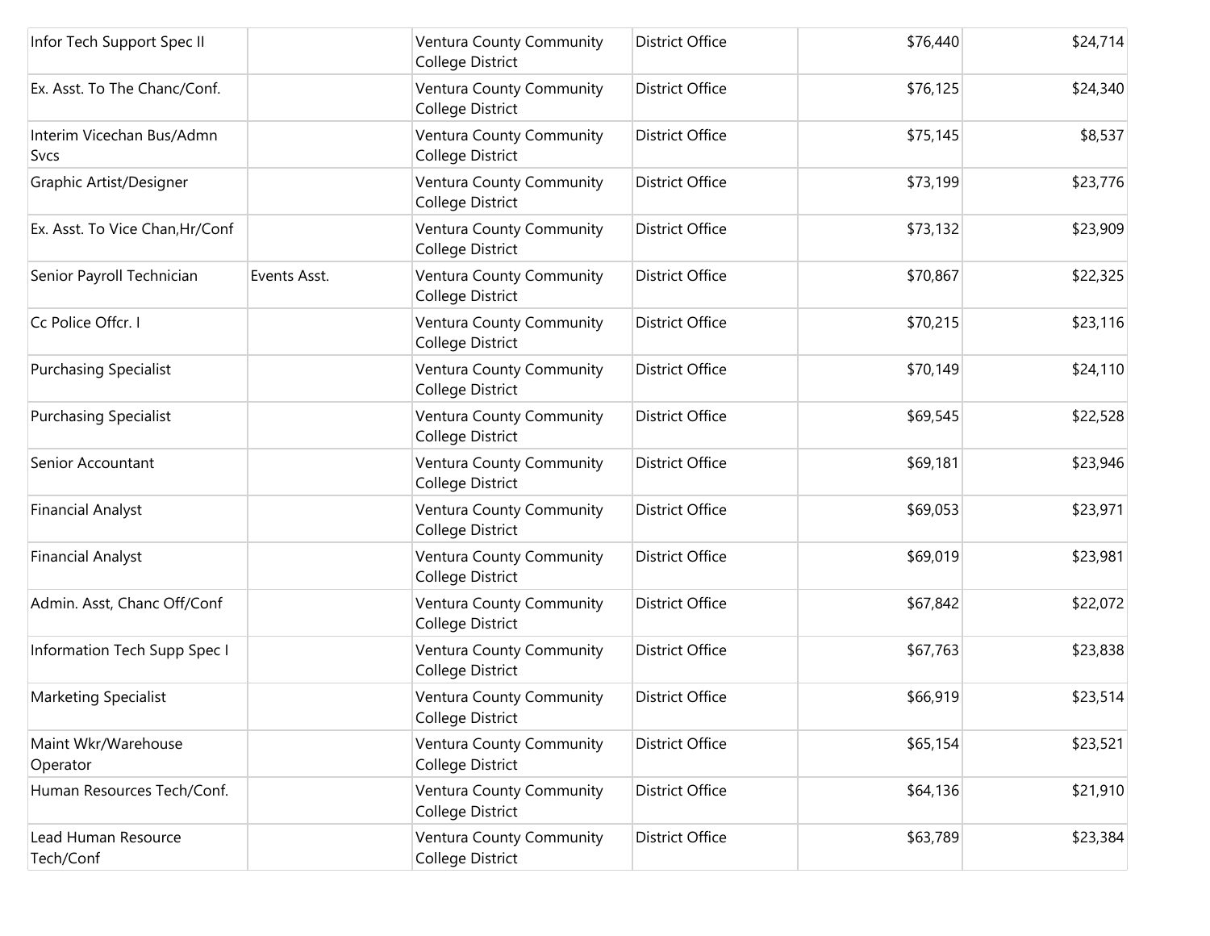| | | | | | |
|---|---|---|---|---|---|
| Infor Tech Support Spec II | | Ventura County Community College District | District Office | $76,440 | $24,714 |
| Ex. Asst. To The Chanc/Conf. | | Ventura County Community College District | District Office | $76,125 | $24,340 |
| Interim Vicechan Bus/Admn Svcs | | Ventura County Community College District | District Office | $75,145 | $8,537 |
| Graphic Artist/Designer | | Ventura County Community College District | District Office | $73,199 | $23,776 |
| Ex. Asst. To Vice Chan,Hr/Conf | | Ventura County Community College District | District Office | $73,132 | $23,909 |
| Senior Payroll Technician | Events Asst. | Ventura County Community College District | District Office | $70,867 | $22,325 |
| Cc Police Offcr. I | | Ventura County Community College District | District Office | $70,215 | $23,116 |
| Purchasing Specialist | | Ventura County Community College District | District Office | $70,149 | $24,110 |
| Purchasing Specialist | | Ventura County Community College District | District Office | $69,545 | $22,528 |
| Senior Accountant | | Ventura County Community College District | District Office | $69,181 | $23,946 |
| Financial Analyst | | Ventura County Community College District | District Office | $69,053 | $23,971 |
| Financial Analyst | | Ventura County Community College District | District Office | $69,019 | $23,981 |
| Admin. Asst, Chanc Off/Conf | | Ventura County Community College District | District Office | $67,842 | $22,072 |
| Information Tech Supp Spec I | | Ventura County Community College District | District Office | $67,763 | $23,838 |
| Marketing Specialist | | Ventura County Community College District | District Office | $66,919 | $23,514 |
| Maint Wkr/Warehouse Operator | | Ventura County Community College District | District Office | $65,154 | $23,521 |
| Human Resources Tech/Conf. | | Ventura County Community College District | District Office | $64,136 | $21,910 |
| Lead Human Resource Tech/Conf | | Ventura County Community College District | District Office | $63,789 | $23,384 |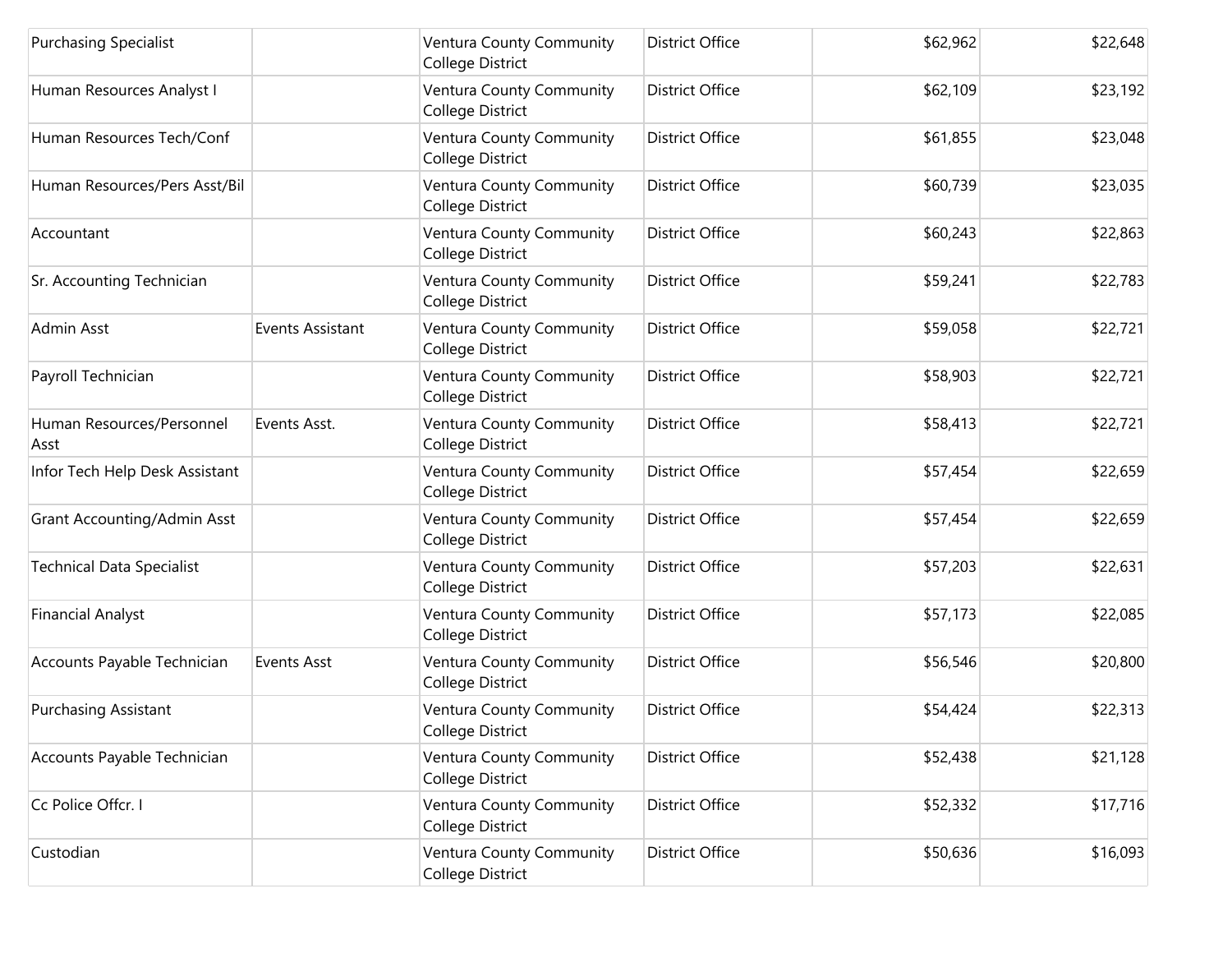| | | | | | |
|---|---|---|---|---|---|
| Purchasing Specialist | | Ventura County Community College District | District Office | $62,962 | $22,648 |
| Human Resources Analyst I | | Ventura County Community College District | District Office | $62,109 | $23,192 |
| Human Resources Tech/Conf | | Ventura County Community College District | District Office | $61,855 | $23,048 |
| Human Resources/Pers Asst/Bil | | Ventura County Community College District | District Office | $60,739 | $23,035 |
| Accountant | | Ventura County Community College District | District Office | $60,243 | $22,863 |
| Sr. Accounting Technician | | Ventura County Community College District | District Office | $59,241 | $22,783 |
| Admin Asst | Events Assistant | Ventura County Community College District | District Office | $59,058 | $22,721 |
| Payroll Technician | | Ventura County Community College District | District Office | $58,903 | $22,721 |
| Human Resources/Personnel Asst | Events Asst. | Ventura County Community College District | District Office | $58,413 | $22,721 |
| Infor Tech Help Desk Assistant | | Ventura County Community College District | District Office | $57,454 | $22,659 |
| Grant Accounting/Admin Asst | | Ventura County Community College District | District Office | $57,454 | $22,659 |
| Technical Data Specialist | | Ventura County Community College District | District Office | $57,203 | $22,631 |
| Financial Analyst | | Ventura County Community College District | District Office | $57,173 | $22,085 |
| Accounts Payable Technician | Events Asst | Ventura County Community College District | District Office | $56,546 | $20,800 |
| Purchasing Assistant | | Ventura County Community College District | District Office | $54,424 | $22,313 |
| Accounts Payable Technician | | Ventura County Community College District | District Office | $52,438 | $21,128 |
| Cc Police Offcr. I | | Ventura County Community College District | District Office | $52,332 | $17,716 |
| Custodian | | Ventura County Community College District | District Office | $50,636 | $16,093 |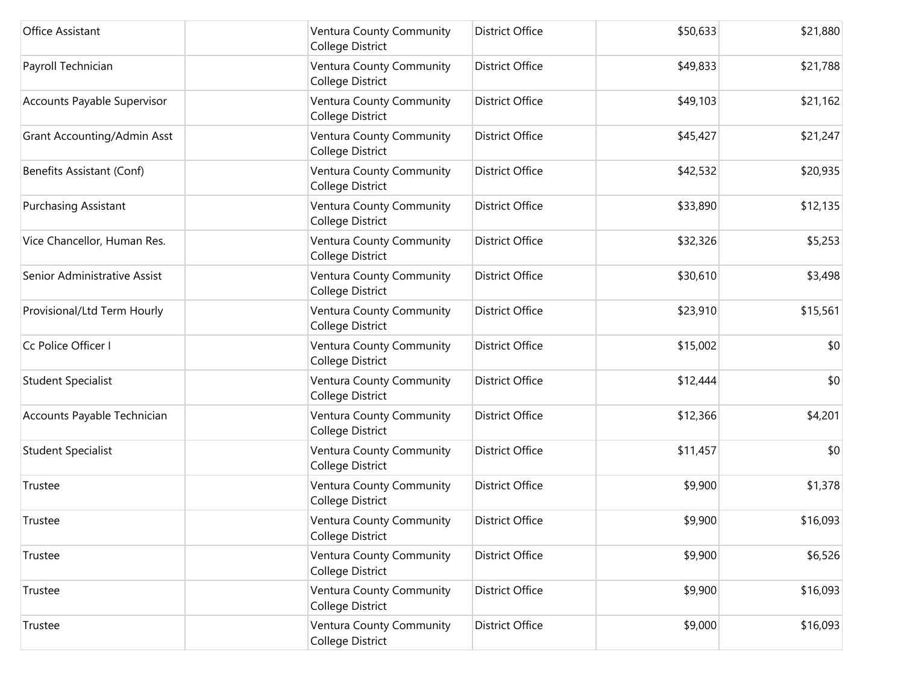| | | | | | |
|---|---|---|---|---|---|
| Office Assistant | | Ventura County Community College District | District Office | $50,633 | $21,880 |
| Payroll Technician | | Ventura County Community College District | District Office | $49,833 | $21,788 |
| Accounts Payable Supervisor | | Ventura County Community College District | District Office | $49,103 | $21,162 |
| Grant Accounting/Admin Asst | | Ventura County Community College District | District Office | $45,427 | $21,247 |
| Benefits Assistant (Conf) | | Ventura County Community College District | District Office | $42,532 | $20,935 |
| Purchasing Assistant | | Ventura County Community College District | District Office | $33,890 | $12,135 |
| Vice Chancellor, Human Res. | | Ventura County Community College District | District Office | $32,326 | $5,253 |
| Senior Administrative Assist | | Ventura County Community College District | District Office | $30,610 | $3,498 |
| Provisional/Ltd Term Hourly | | Ventura County Community College District | District Office | $23,910 | $15,561 |
| Cc Police Officer I | | Ventura County Community College District | District Office | $15,002 | $0 |
| Student Specialist | | Ventura County Community College District | District Office | $12,444 | $0 |
| Accounts Payable Technician | | Ventura County Community College District | District Office | $12,366 | $4,201 |
| Student Specialist | | Ventura County Community College District | District Office | $11,457 | $0 |
| Trustee | | Ventura County Community College District | District Office | $9,900 | $1,378 |
| Trustee | | Ventura County Community College District | District Office | $9,900 | $16,093 |
| Trustee | | Ventura County Community College District | District Office | $9,900 | $6,526 |
| Trustee | | Ventura County Community College District | District Office | $9,900 | $16,093 |
| Trustee | | Ventura County Community College District | District Office | $9,000 | $16,093 |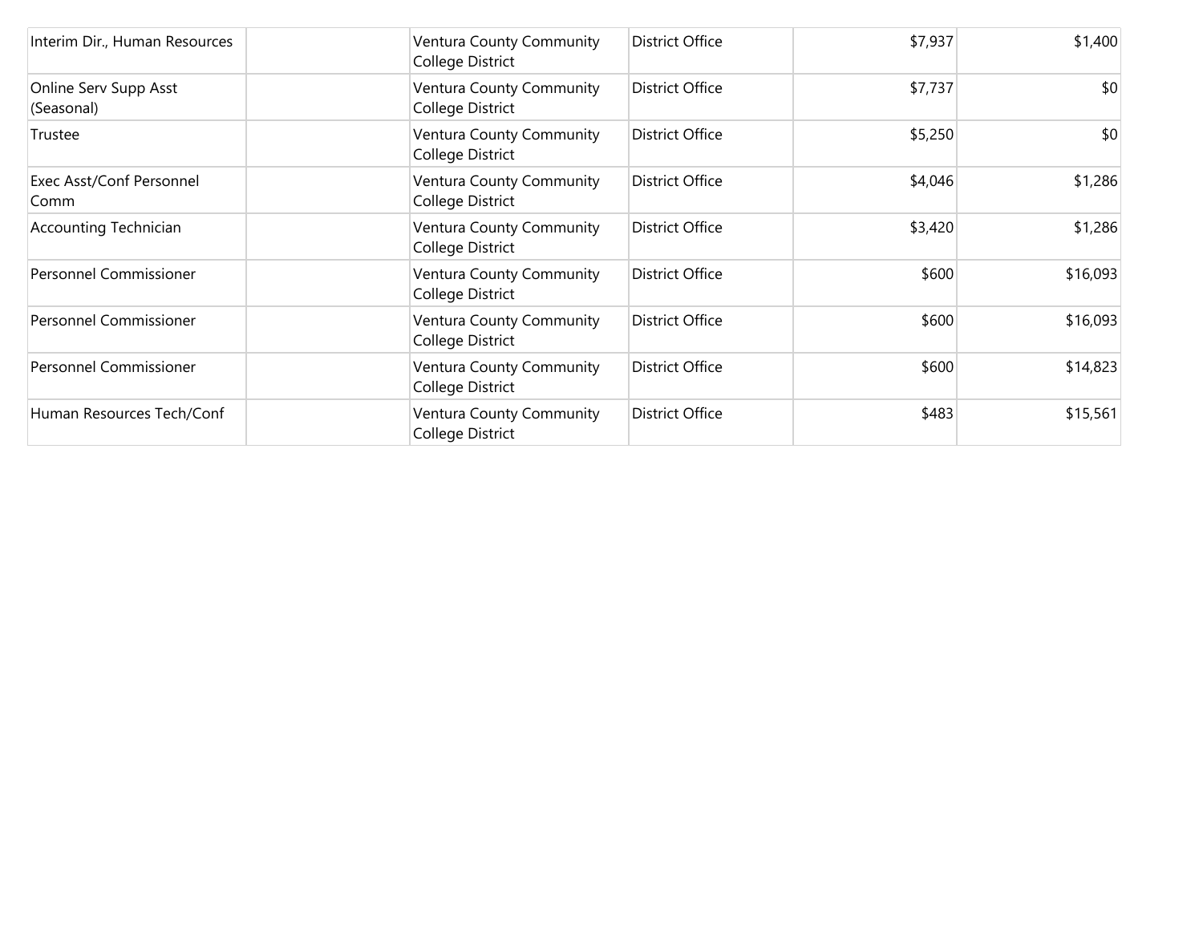| | | | | | |
|---|---|---|---|---|---|
| Interim Dir., Human Resources | | Ventura County Community College District | District Office | $7,937 | $1,400 |
| Online Serv Supp Asst (Seasonal) | | Ventura County Community College District | District Office | $7,737 | $0 |
| Trustee | | Ventura County Community College District | District Office | $5,250 | $0 |
| Exec Asst/Conf Personnel Comm | | Ventura County Community College District | District Office | $4,046 | $1,286 |
| Accounting Technician | | Ventura County Community College District | District Office | $3,420 | $1,286 |
| Personnel Commissioner | | Ventura County Community College District | District Office | $600 | $16,093 |
| Personnel Commissioner | | Ventura County Community College District | District Office | $600 | $16,093 |
| Personnel Commissioner | | Ventura County Community College District | District Office | $600 | $14,823 |
| Human Resources Tech/Conf | | Ventura County Community College District | District Office | $483 | $15,561 |